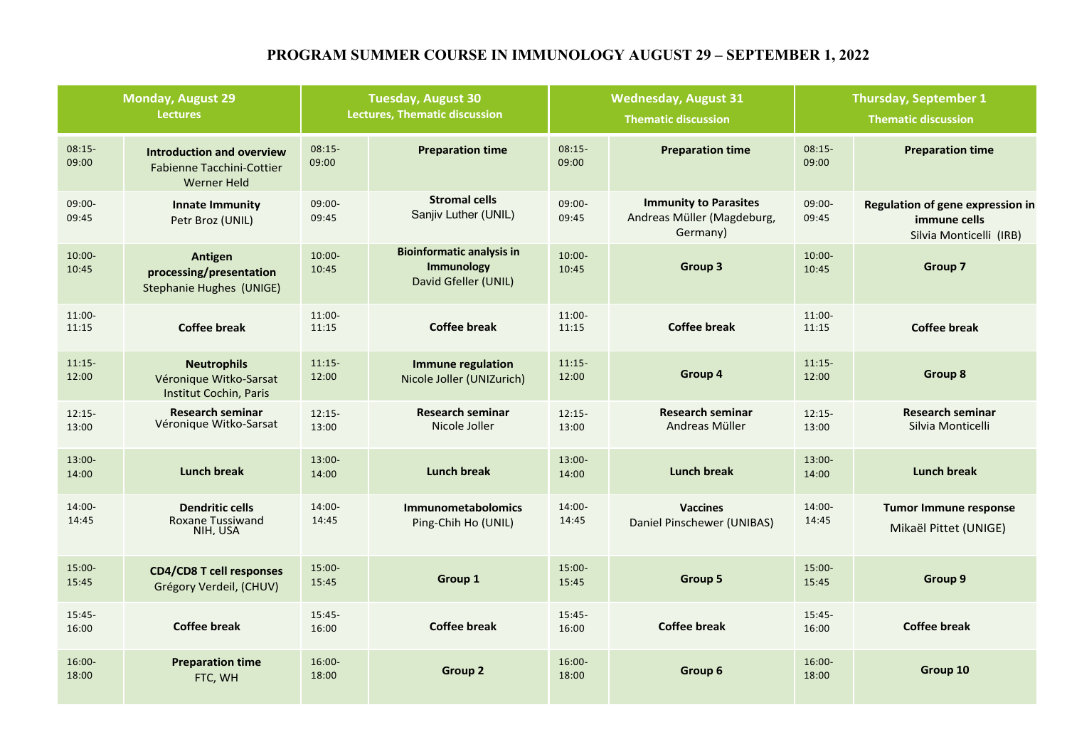# PROGRAM SUMMER COURSE IN IMMUNOLOGY AUGUST 29 – SEPTEMBER 1, 2022

| Monday, August 29<br>Lectures | | Tuesday, August 30<br>Lectures, Thematic discussion | | Wednesday, August 31<br>Thematic discussion | | Thursday, September 1<br>Thematic discussion | |
|---|---|---|---|---|---|---|---|
| 08:15-09:00 | **Introduction and overview**<br>Fabienne Tacchini-Cottier<br>Werner Held | 08:15-09:00 | **Preparation time** | 08:15-09:00 | **Preparation time** | 08:15-09:00 | **Preparation time** |
| 09:00-09:45 | **Innate Immunity**<br>Petr Broz (UNIL) | 09:00-09:45 | **Stromal cells**<br>Sanjiv Luther (UNIL) | 09:00-09:45 | **Immunity to Parasites**<br>Andreas Müller (Magdeburg, Germany) | 09:00-09:45 | **Regulation of gene expression in immune cells**<br>Silvia Monticelli (IRB) |
| 10:00-10:45 | **Antigen processing/presentation**<br>Stephanie Hughes (UNIGE) | 10:00-10:45 | **Bioinformatic analysis in Immunology**<br>David Gfeller (UNIL) | 10:00-10:45 | **Group 3** | 10:00-10:45 | **Group 7** |
| 11:00-11:15 | **Coffee break** | 11:00-11:15 | **Coffee break** | 11:00-11:15 | **Coffee break** | 11:00-11:15 | **Coffee break** |
| 11:15-12:00 | **Neutrophils**<br>Véronique Witko-Sarsat<br>Institut Cochin, Paris | 11:15-12:00 | **Immune regulation**<br>Nicole Joller (UNIZurich) | 11:15-12:00 | **Group 4** | 11:15-12:00 | **Group 8** |
| 12:15-13:00 | **Research seminar**<br>Véronique Witko-Sarsat | 12:15-13:00 | **Research seminar**<br>Nicole Joller | 12:15-13:00 | **Research seminar**<br>Andreas Müller | 12:15-13:00 | **Research seminar**<br>Silvia Monticelli |
| 13:00-14:00 | **Lunch break** | 13:00-14:00 | **Lunch break** | 13:00-14:00 | **Lunch break** | 13:00-14:00 | **Lunch break** |
| 14:00-14:45 | **Dendritic cells**<br>Roxane Tussiwand<br>NIH, USA | 14:00-14:45 | **Immunometabolomics**<br>Ping-Chih Ho (UNIL) | 14:00-14:45 | **Vaccines**<br>Daniel Pinschewer (UNIBAS) | 14:00-14:45 | **Tumor Immune response**<br>Mikaël Pittet (UNIGE) |
| 15:00-15:45 | **CD4/CD8 T cell responses**<br>Grégory Verdeil, (CHUV) | 15:00-15:45 | **Group 1** | 15:00-15:45 | **Group 5** | 15:00-15:45 | **Group 9** |
| 15:45-16:00 | **Coffee break** | 15:45-16:00 | **Coffee break** | 15:45-16:00 | **Coffee break** | 15:45-16:00 | **Coffee break** |
| 16:00-18:00 | **Preparation time**<br>FTC, WH | 16:00-18:00 | **Group 2** | 16:00-18:00 | **Group 6** | 16:00-18:00 | **Group 10** |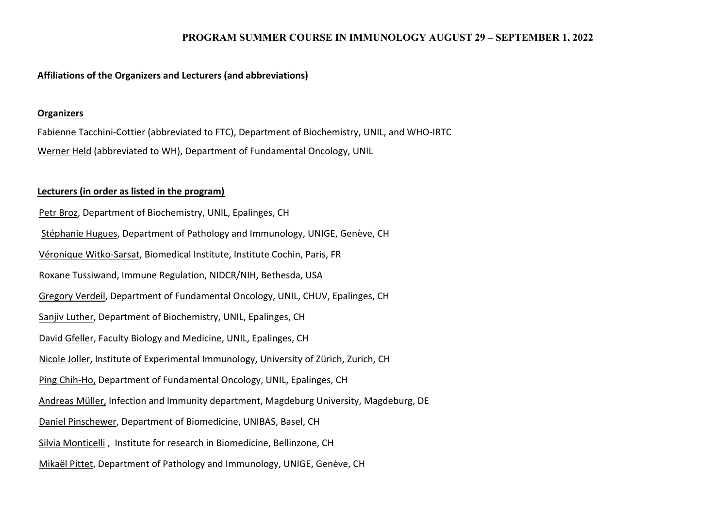# PROGRAM SUMMER COURSE IN IMMUNOLOGY AUGUST 29 – SEPTEMBER 1, 2022

**Affiliations of the Organizers and Lecturers (and abbreviations)**

**Organizers**

Fabienne Tacchini-Cottier (abbreviated to FTC), Department of Biochemistry, UNIL, and WHO-IRTC

Werner Held (abbreviated to WH), Department of Fundamental Oncology, UNIL

**Lecturers (in order as listed in the program)**

Petr Broz, Department of Biochemistry, UNIL, Epalinges, CH

Stéphanie Hugues, Department of Pathology and Immunology, UNIGE, Genève, CH

Véronique Witko-Sarsat, Biomedical Institute, Institute Cochin, Paris, FR

Roxane Tussiwand, Immune Regulation, NIDCR/NIH, Bethesda, USA

Gregory Verdeil, Department of Fundamental Oncology, UNIL, CHUV, Epalinges, CH

Sanjiv Luther, Department of Biochemistry, UNIL, Epalinges, CH

David Gfeller, Faculty Biology and Medicine, UNIL, Epalinges, CH

Nicole Joller, Institute of Experimental Immunology, University of Zürich, Zurich, CH

Ping Chih-Ho, Department of Fundamental Oncology, UNIL, Epalinges, CH

Andreas Müller, Infection and Immunity department, Magdeburg University, Magdeburg, DE

Daniel Pinschewer, Department of Biomedicine, UNIBAS, Basel, CH

Silvia Monticelli , Institute for research in Biomedicine, Bellinzone, CH

Mikaël Pittet, Department of Pathology and Immunology, UNIGE, Genève, CH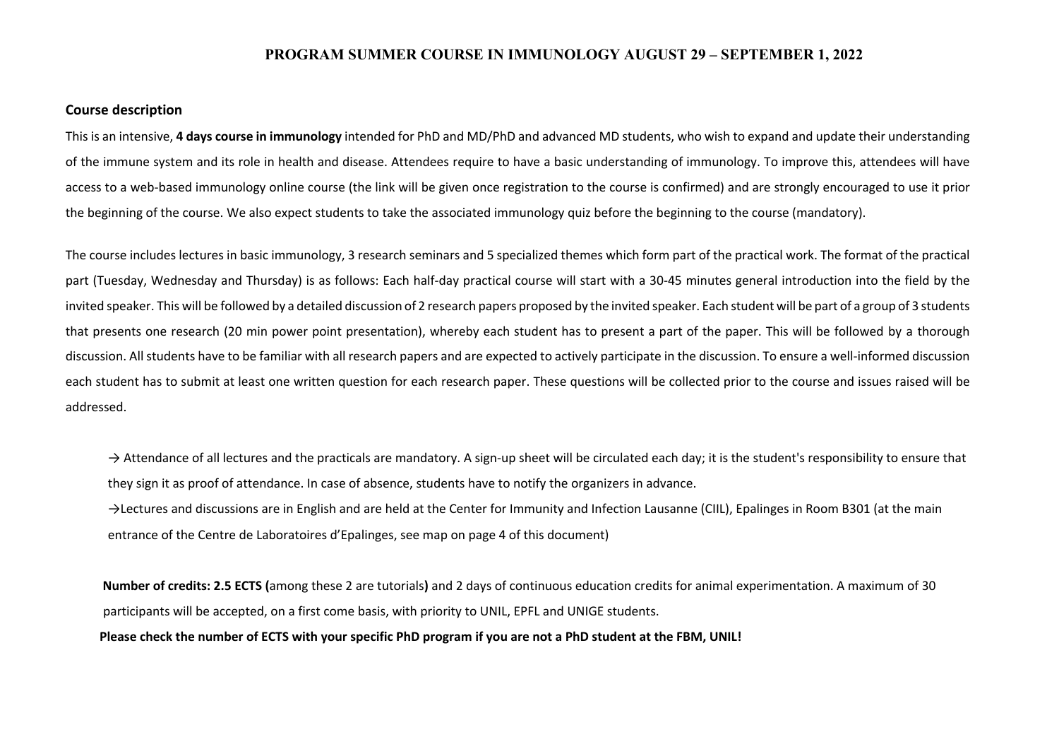# PROGRAM SUMMER COURSE IN IMMUNOLOGY AUGUST 29 – SEPTEMBER 1, 2022

## Course description

This is an intensive, **4 days course in immunology** intended for PhD and MD/PhD and advanced MD students, who wish to expand and update their understanding of the immune system and its role in health and disease. Attendees require to have a basic understanding of immunology. To improve this, attendees will have access to a web-based immunology online course (the link will be given once registration to the course is confirmed) and are strongly encouraged to use it prior the beginning of the course. We also expect students to take the associated immunology quiz before the beginning to the course (mandatory).

The course includes lectures in basic immunology, 3 research seminars and 5 specialized themes which form part of the practical work. The format of the practical part (Tuesday, Wednesday and Thursday) is as follows: Each half-day practical course will start with a 30-45 minutes general introduction into the field by the invited speaker. This will be followed by a detailed discussion of 2 research papers proposed by the invited speaker. Each student will be part of a group of 3 students that presents one research (20 min power point presentation), whereby each student has to present a part of the paper. This will be followed by a thorough discussion. All students have to be familiar with all research papers and are expected to actively participate in the discussion. To ensure a well-informed discussion each student has to submit at least one written question for each research paper. These questions will be collected prior to the course and issues raised will be addressed.

→ Attendance of all lectures and the practicals are mandatory. A sign-up sheet will be circulated each day; it is the student's responsibility to ensure that they sign it as proof of attendance. In case of absence, students have to notify the organizers in advance.

→Lectures and discussions are in English and are held at the Center for Immunity and Infection Lausanne (CIIL), Epalinges in Room B301 (at the main entrance of the Centre de Laboratoires d'Epalinges, see map on page 4 of this document)

**Number of credits: 2.5 ECTS (**among these 2 are tutorials**)** and 2 days of continuous education credits for animal experimentation. A maximum of 30 participants will be accepted, on a first come basis, with priority to UNIL, EPFL and UNIGE students.

**Please check the number of ECTS with your specific PhD program if you are not a PhD student at the FBM, UNIL!**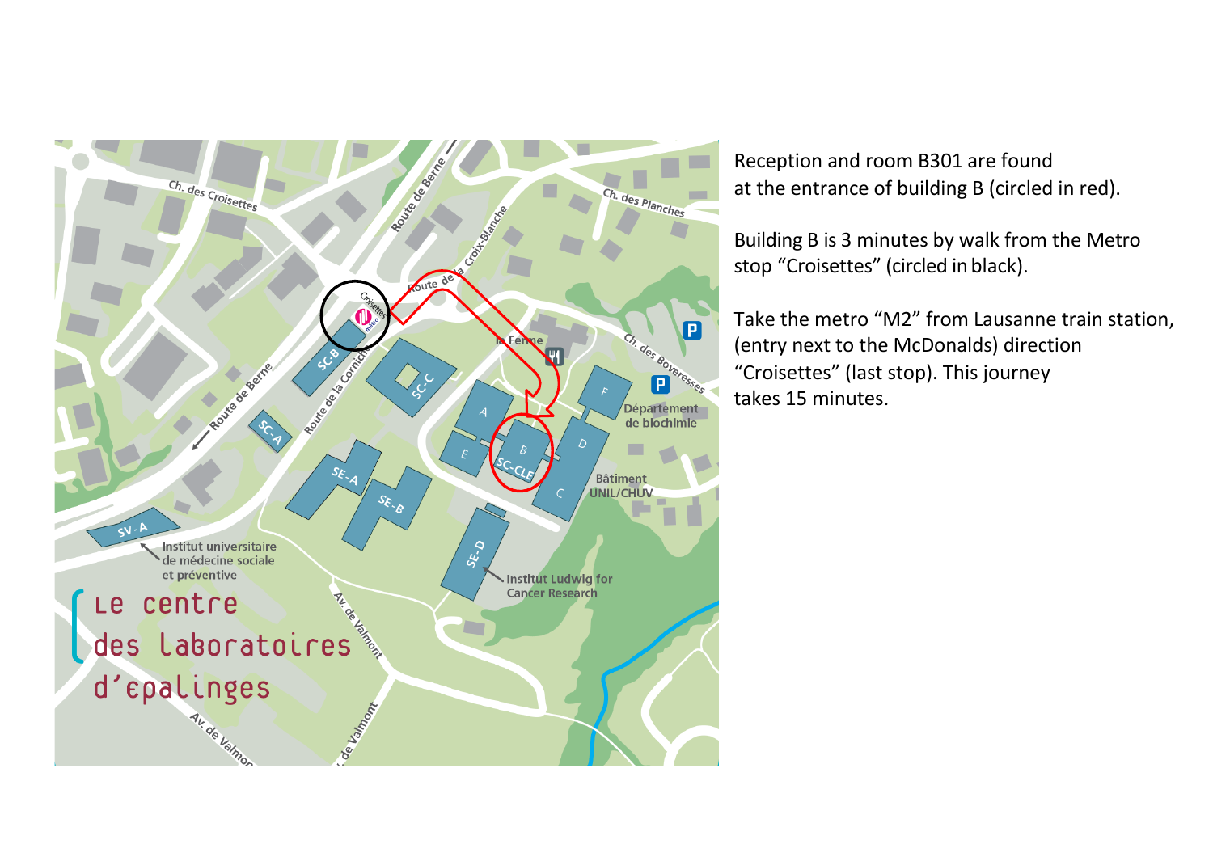Reception and room B301 are found at the entrance of building B (circled in red).

Building B is 3 minutes by walk from the Metro stop “Croisettes” (circled in black).

Take the metro “M2” from Lausanne train station, (entry next to the McDonalds) direction “Croisettes” (last stop). This journey takes 15 minutes.